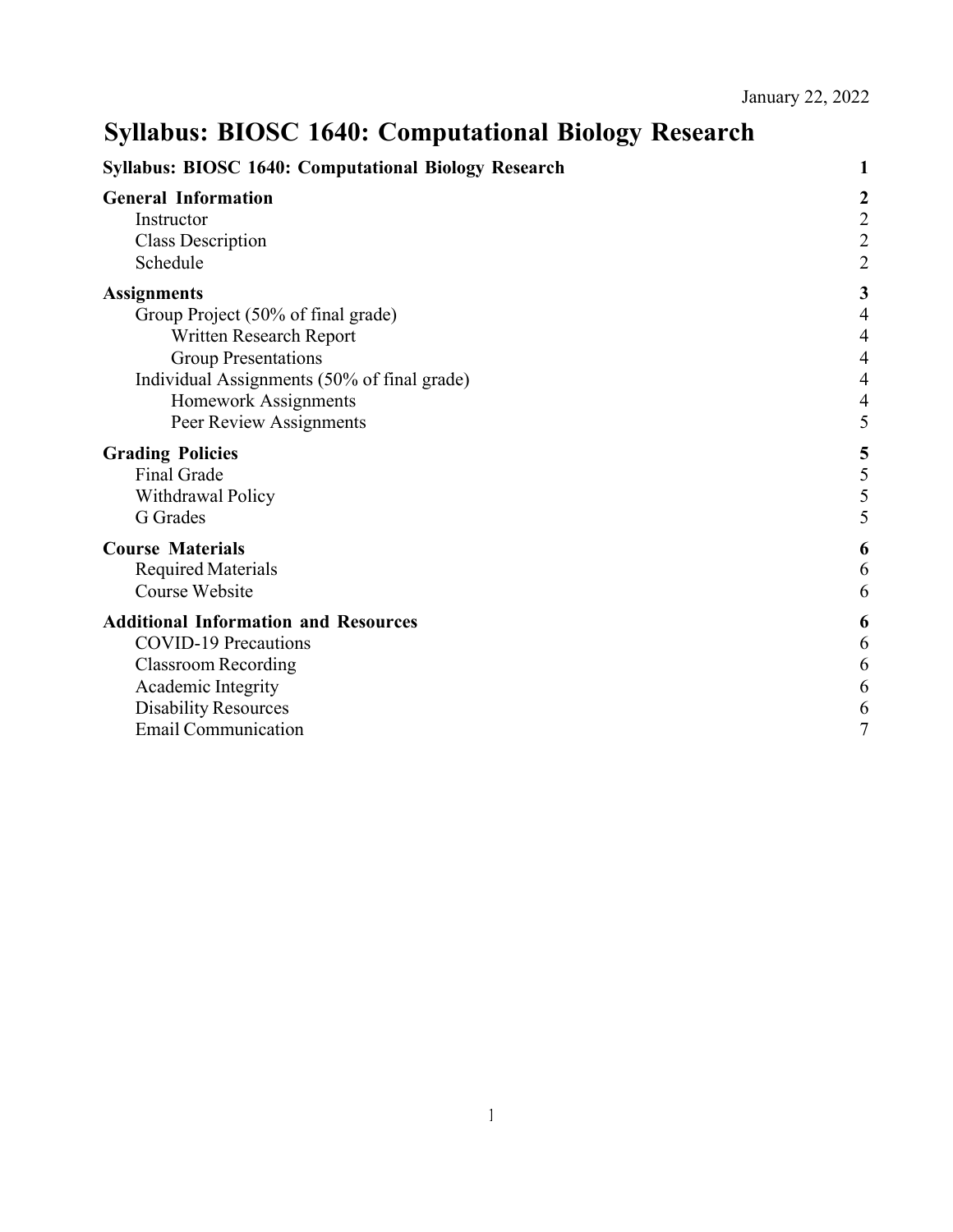January 22, 2022

# Syllabus: BIOSC 1640: Computational Biology Research

**Syllabus: BIOSC 1640: Computational Biology Research** — **1**

**General Information** — **2**
- Instructor — 2
- Class Description — 2
- Schedule — 2

**Assignments** — **3**
- Group Project (50% of final grade) — 4
  - Written Research Report — 4
  - Group Presentations — 4
- Individual Assignments (50% of final grade) — 4
  - Homework Assignments — 4
  - Peer Review Assignments — 5

**Grading Policies** — **5**
- Final Grade — 5
- Withdrawal Policy — 5
- G Grades — 5

**Course Materials** — **6**
- Required Materials — 6
- Course Website — 6

**Additional Information and Resources** — **6**
- COVID-19 Precautions — 6
- Classroom Recording — 6
- Academic Integrity — 6
- Disability Resources — 6
- Email Communication — 7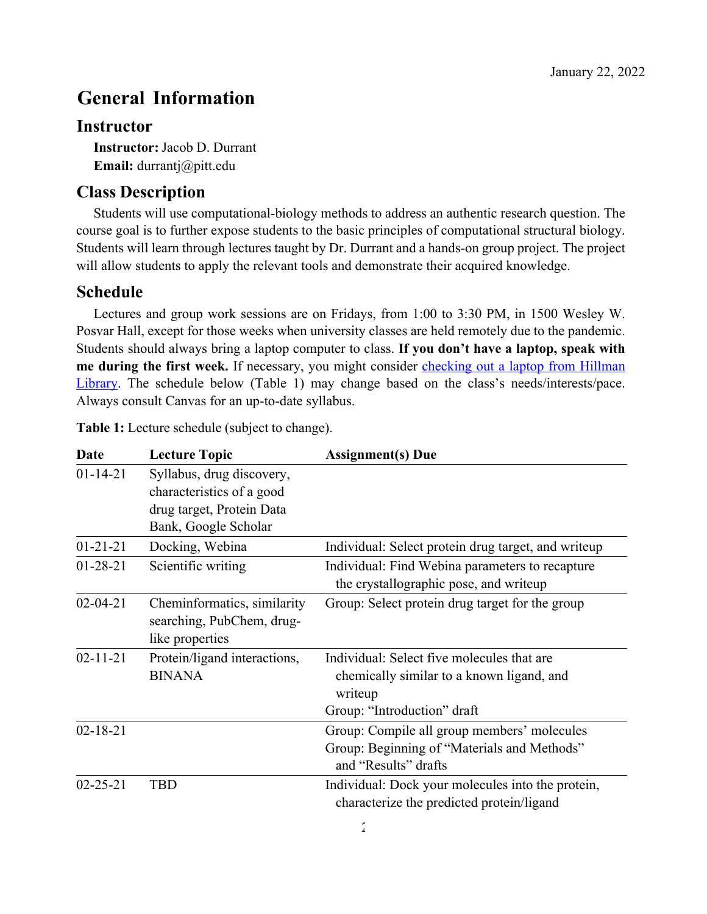January 22, 2022

# General Information

## Instructor

**Instructor:** Jacob D. Durrant
**Email:** durrantj@pitt.edu

## Class Description

Students will use computational-biology methods to address an authentic research question. The course goal is to further expose students to the basic principles of computational structural biology. Students will learn through lectures taught by Dr. Durrant and a hands-on group project. The project will allow students to apply the relevant tools and demonstrate their acquired knowledge.

## Schedule

Lectures and group work sessions are on Fridays, from 1:00 to 3:30 PM, in 1500 Wesley W. Posvar Hall, except for those weeks when university classes are held remotely due to the pandemic. Students should always bring a laptop computer to class. **If you don't have a laptop, speak with me during the first week.** If necessary, you might consider checking out a laptop from Hillman Library. The schedule below (Table 1) may change based on the class's needs/interests/pace. Always consult Canvas for an up-to-date syllabus.

**Table 1:** Lecture schedule (subject to change).

| Date | Lecture Topic | Assignment(s) Due |
|---|---|---|
| 01-14-21 | Syllabus, drug discovery, characteristics of a good drug target, Protein Data Bank, Google Scholar | |
| 01-21-21 | Docking, Webina | Individual: Select protein drug target, and writeup |
| 01-28-21 | Scientific writing | Individual: Find Webina parameters to recapture the crystallographic pose, and writeup |
| 02-04-21 | Cheminformatics, similarity searching, PubChem, drug-like properties | Group: Select protein drug target for the group |
| 02-11-21 | Protein/ligand interactions, BINANA | Individual: Select five molecules that are chemically similar to a known ligand, and writeup<br>Group: "Introduction" draft |
| 02-18-21 | | Group: Compile all group members' molecules<br>Group: Beginning of "Materials and Methods" and "Results" drafts |
| 02-25-21 | TBD | Individual: Dock your molecules into the protein, characterize the predicted protein/ligand |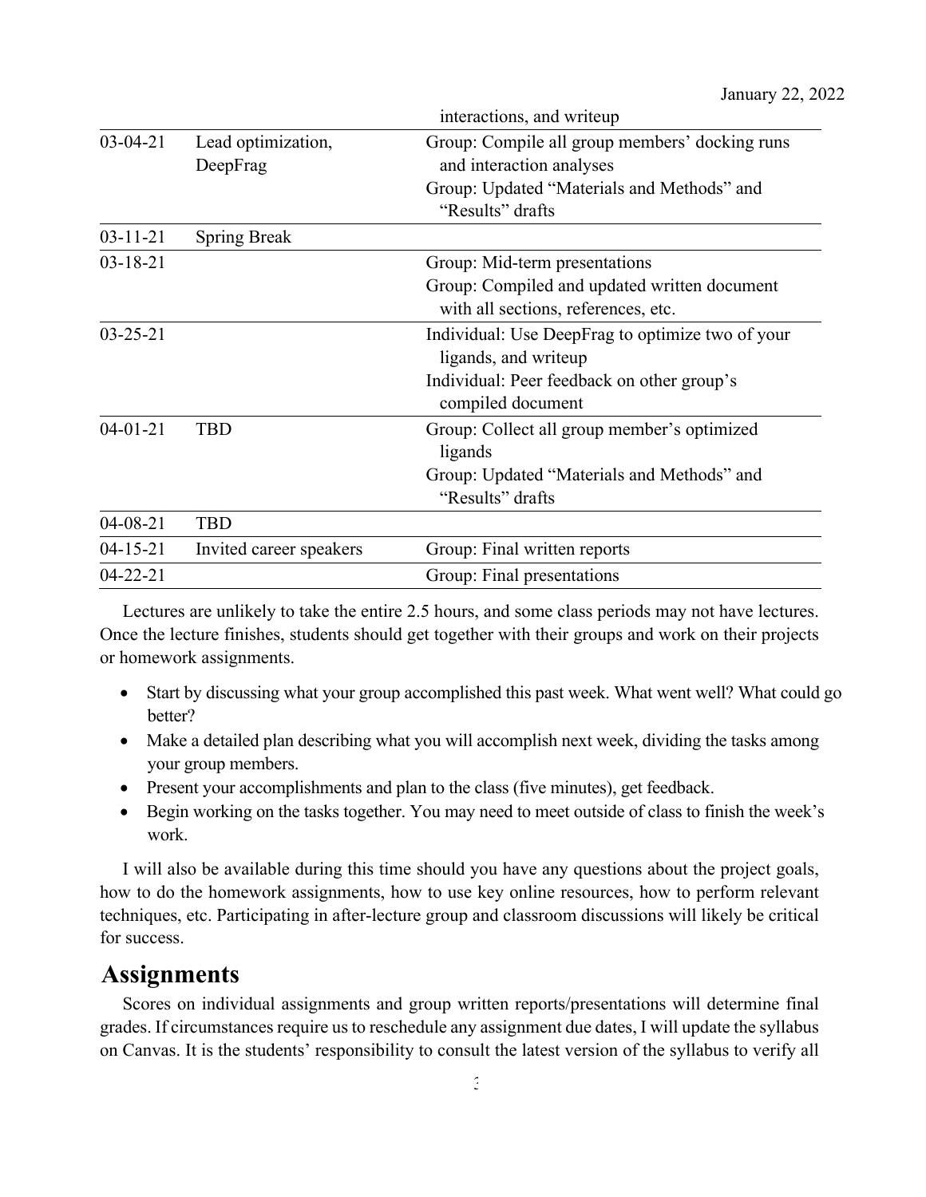| | | |
|---|---|---|
| | | interactions, and writeup |
| 03-04-21 | Lead optimization, DeepFrag | Group: Compile all group members' docking runs and interaction analyses<br>Group: Updated "Materials and Methods" and "Results" drafts |
| 03-11-21 | Spring Break | |
| 03-18-21 | | Group: Mid-term presentations<br>Group: Compiled and updated written document with all sections, references, etc. |
| 03-25-21 | | Individual: Use DeepFrag to optimize two of your ligands, and writeup<br>Individual: Peer feedback on other group's compiled document |
| 04-01-21 | TBD | Group: Collect all group member's optimized ligands<br>Group: Updated "Materials and Methods" and "Results" drafts |
| 04-08-21 | TBD | |
| 04-15-21 | Invited career speakers | Group: Final written reports |
| 04-22-21 | | Group: Final presentations |

Lectures are unlikely to take the entire 2.5 hours, and some class periods may not have lectures. Once the lecture finishes, students should get together with their groups and work on their projects or homework assignments.

- Start by discussing what your group accomplished this past week. What went well? What could go better?
- Make a detailed plan describing what you will accomplish next week, dividing the tasks among your group members.
- Present your accomplishments and plan to the class (five minutes), get feedback.
- Begin working on the tasks together. You may need to meet outside of class to finish the week's work.

I will also be available during this time should you have any questions about the project goals, how to do the homework assignments, how to use key online resources, how to perform relevant techniques, etc. Participating in after-lecture group and classroom discussions will likely be critical for success.

## Assignments

Scores on individual assignments and group written reports/presentations will determine final grades. If circumstances require us to reschedule any assignment due dates, I will update the syllabus on Canvas. It is the students' responsibility to consult the latest version of the syllabus to verify all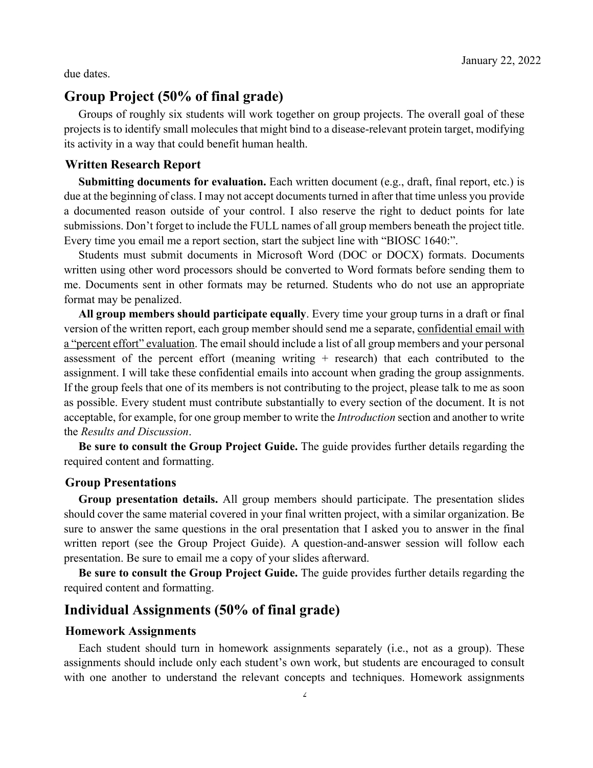due dates.

## Group Project (50% of final grade)

Groups of roughly six students will work together on group projects. The overall goal of these projects is to identify small molecules that might bind to a disease-relevant protein target, modifying its activity in a way that could benefit human health.

### Written Research Report

**Submitting documents for evaluation.** Each written document (e.g., draft, final report, etc.) is due at the beginning of class. I may not accept documents turned in after that time unless you provide a documented reason outside of your control. I also reserve the right to deduct points for late submissions. Don't forget to include the FULL names of all group members beneath the project title. Every time you email me a report section, start the subject line with "BIOSC 1640:".

Students must submit documents in Microsoft Word (DOC or DOCX) formats. Documents written using other word processors should be converted to Word formats before sending them to me. Documents sent in other formats may be returned. Students who do not use an appropriate format may be penalized.

**All group members should participate equally**. Every time your group turns in a draft or final version of the written report, each group member should send me a separate, <u>confidential email with a "percent effort" evaluation</u>. The email should include a list of all group members and your personal assessment of the percent effort (meaning writing + research) that each contributed to the assignment. I will take these confidential emails into account when grading the group assignments. If the group feels that one of its members is not contributing to the project, please talk to me as soon as possible. Every student must contribute substantially to every section of the document. It is not acceptable, for example, for one group member to write the *Introduction* section and another to write the *Results and Discussion*.

**Be sure to consult the Group Project Guide.** The guide provides further details regarding the required content and formatting.

### Group Presentations

**Group presentation details.** All group members should participate. The presentation slides should cover the same material covered in your final written project, with a similar organization. Be sure to answer the same questions in the oral presentation that I asked you to answer in the final written report (see the Group Project Guide). A question-and-answer session will follow each presentation. Be sure to email me a copy of your slides afterward.

**Be sure to consult the Group Project Guide.** The guide provides further details regarding the required content and formatting.

## Individual Assignments (50% of final grade)

### Homework Assignments

Each student should turn in homework assignments separately (i.e., not as a group). These assignments should include only each student's own work, but students are encouraged to consult with one another to understand the relevant concepts and techniques. Homework assignments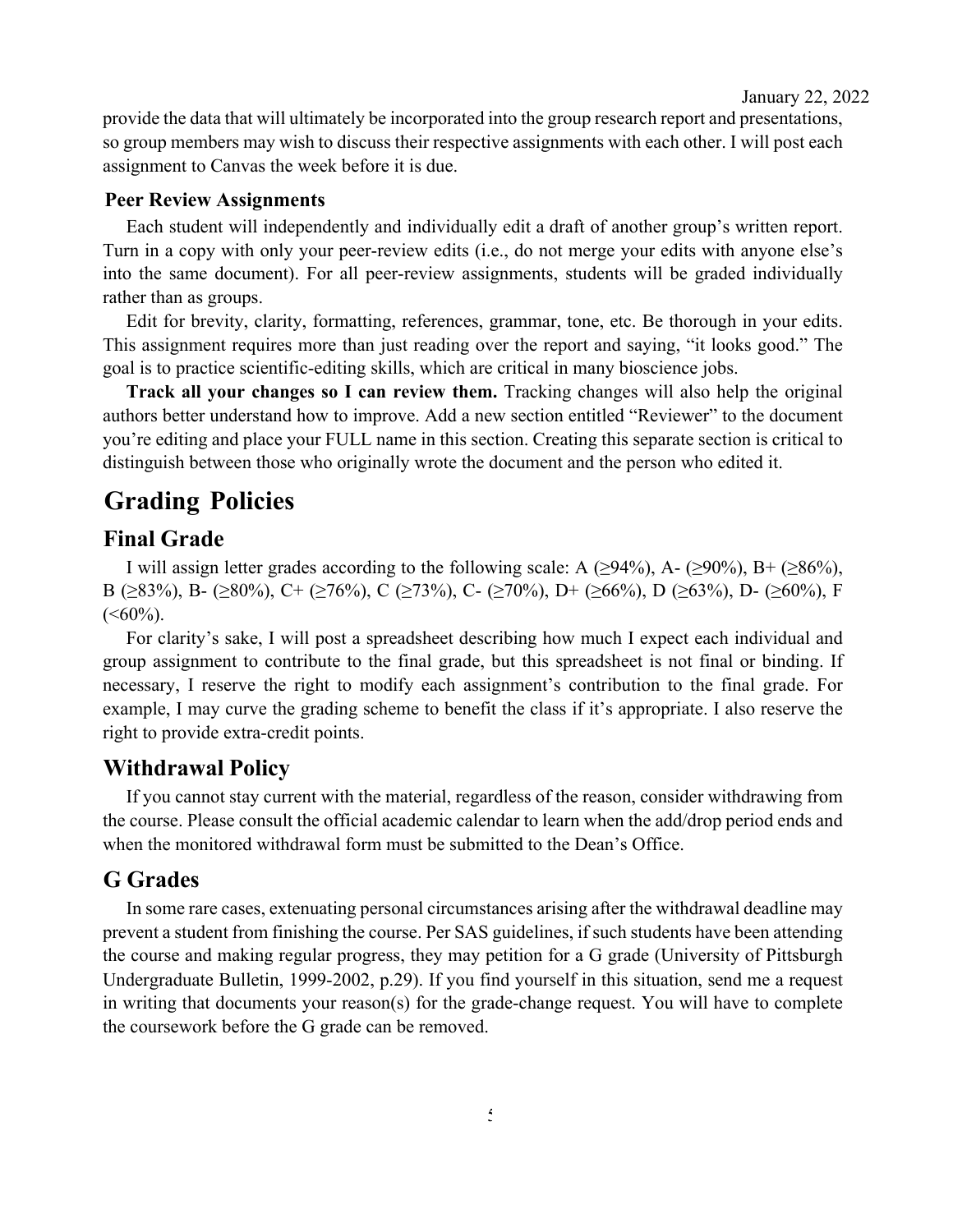provide the data that will ultimately be incorporated into the group research report and presentations, so group members may wish to discuss their respective assignments with each other. I will post each assignment to Canvas the week before it is due.

### Peer Review Assignments

Each student will independently and individually edit a draft of another group's written report. Turn in a copy with only your peer-review edits (i.e., do not merge your edits with anyone else's into the same document). For all peer-review assignments, students will be graded individually rather than as groups.

Edit for brevity, clarity, formatting, references, grammar, tone, etc. Be thorough in your edits. This assignment requires more than just reading over the report and saying, "it looks good." The goal is to practice scientific-editing skills, which are critical in many bioscience jobs.

**Track all your changes so I can review them.** Tracking changes will also help the original authors better understand how to improve. Add a new section entitled "Reviewer" to the document you're editing and place your FULL name in this section. Creating this separate section is critical to distinguish between those who originally wrote the document and the person who edited it.

# Grading Policies

## Final Grade

I will assign letter grades according to the following scale: A (≥94%), A- (≥90%), B+ (≥86%), B (≥83%), B- (≥80%), C+ (≥76%), C (≥73%), C- (≥70%), D+ (≥66%), D (≥63%), D- (≥60%), F (<60%).

For clarity's sake, I will post a spreadsheet describing how much I expect each individual and group assignment to contribute to the final grade, but this spreadsheet is not final or binding. If necessary, I reserve the right to modify each assignment's contribution to the final grade. For example, I may curve the grading scheme to benefit the class if it's appropriate. I also reserve the right to provide extra-credit points.

## Withdrawal Policy

If you cannot stay current with the material, regardless of the reason, consider withdrawing from the course. Please consult the official academic calendar to learn when the add/drop period ends and when the monitored withdrawal form must be submitted to the Dean's Office.

## G Grades

In some rare cases, extenuating personal circumstances arising after the withdrawal deadline may prevent a student from finishing the course. Per SAS guidelines, if such students have been attending the course and making regular progress, they may petition for a G grade (University of Pittsburgh Undergraduate Bulletin, 1999-2002, p.29). If you find yourself in this situation, send me a request in writing that documents your reason(s) for the grade-change request. You will have to complete the coursework before the G grade can be removed.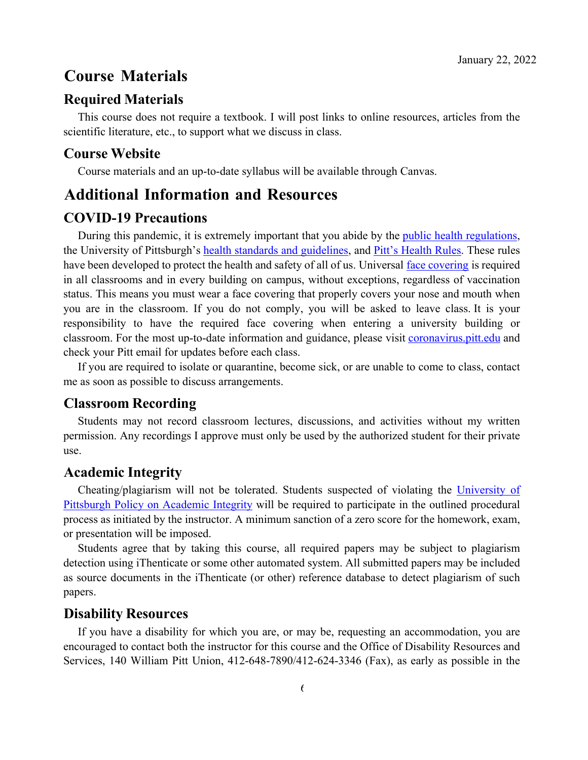January 22, 2022

# Course Materials

## Required Materials

This course does not require a textbook. I will post links to online resources, articles from the scientific literature, etc., to support what we discuss in class.

## Course Website

Course materials and an up-to-date syllabus will be available through Canvas.

# Additional Information and Resources

## COVID-19 Precautions

During this pandemic, it is extremely important that you abide by the public health regulations, the University of Pittsburgh's health standards and guidelines, and Pitt's Health Rules. These rules have been developed to protect the health and safety of all of us. Universal face covering is required in all classrooms and in every building on campus, without exceptions, regardless of vaccination status. This means you must wear a face covering that properly covers your nose and mouth when you are in the classroom. If you do not comply, you will be asked to leave class. It is your responsibility to have the required face covering when entering a university building or classroom. For the most up-to-date information and guidance, please visit coronavirus.pitt.edu and check your Pitt email for updates before each class.

If you are required to isolate or quarantine, become sick, or are unable to come to class, contact me as soon as possible to discuss arrangements.

## Classroom Recording

Students may not record classroom lectures, discussions, and activities without my written permission. Any recordings I approve must only be used by the authorized student for their private use.

## Academic Integrity

Cheating/plagiarism will not be tolerated. Students suspected of violating the University of Pittsburgh Policy on Academic Integrity will be required to participate in the outlined procedural process as initiated by the instructor. A minimum sanction of a zero score for the homework, exam, or presentation will be imposed.

Students agree that by taking this course, all required papers may be subject to plagiarism detection using iThenticate or some other automated system. All submitted papers may be included as source documents in the iThenticate (or other) reference database to detect plagiarism of such papers.

## Disability Resources

If you have a disability for which you are, or may be, requesting an accommodation, you are encouraged to contact both the instructor for this course and the Office of Disability Resources and Services, 140 William Pitt Union, 412-648-7890/412-624-3346 (Fax), as early as possible in the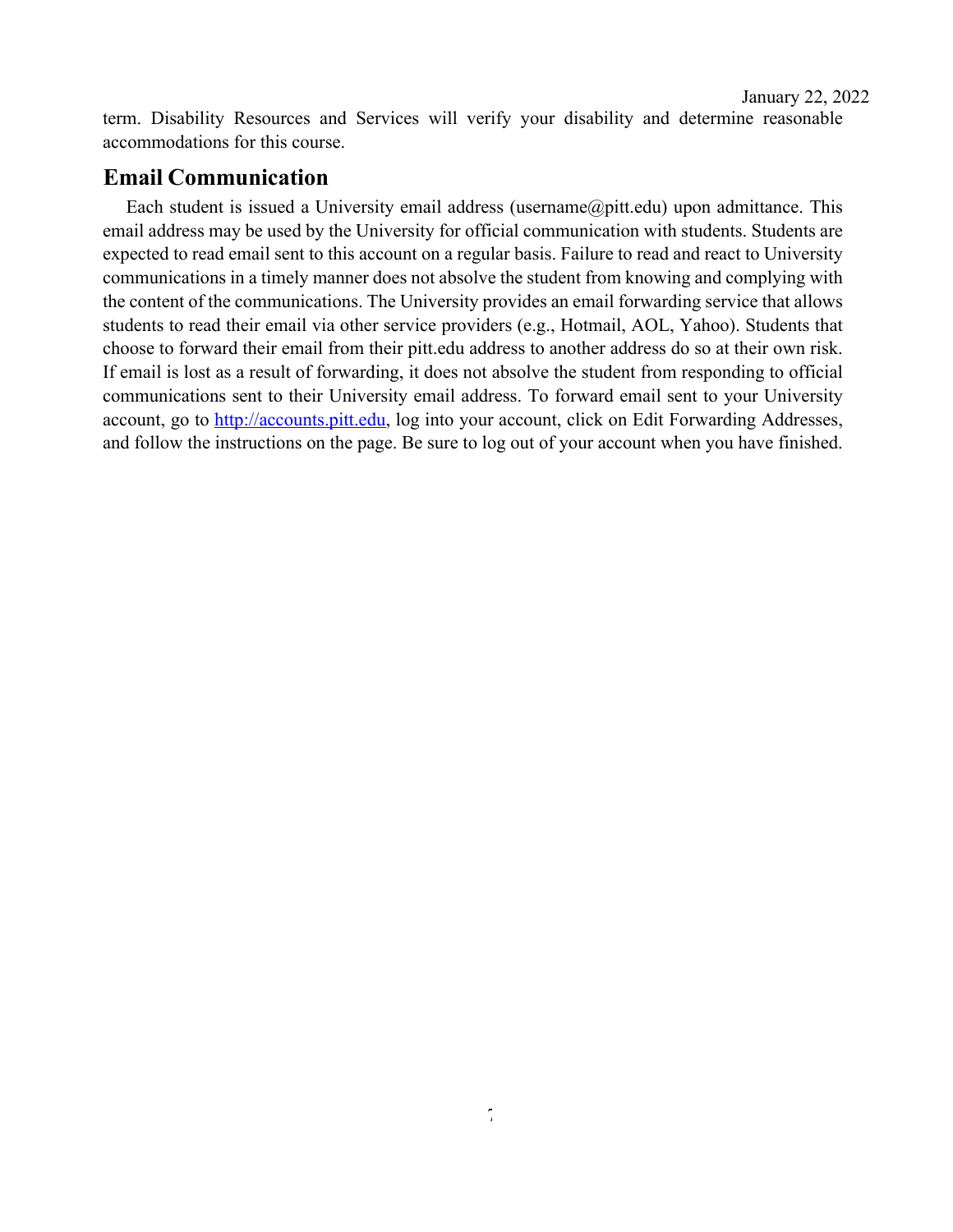term. Disability Resources and Services will verify your disability and determine reasonable accommodations for this course.

## Email Communication

Each student is issued a University email address (username@pitt.edu) upon admittance. This email address may be used by the University for official communication with students. Students are expected to read email sent to this account on a regular basis. Failure to read and react to University communications in a timely manner does not absolve the student from knowing and complying with the content of the communications. The University provides an email forwarding service that allows students to read their email via other service providers (e.g., Hotmail, AOL, Yahoo). Students that choose to forward their email from their pitt.edu address to another address do so at their own risk. If email is lost as a result of forwarding, it does not absolve the student from responding to official communications sent to their University email address. To forward email sent to your University account, go to http://accounts.pitt.edu, log into your account, click on Edit Forwarding Addresses, and follow the instructions on the page. Be sure to log out of your account when you have finished.